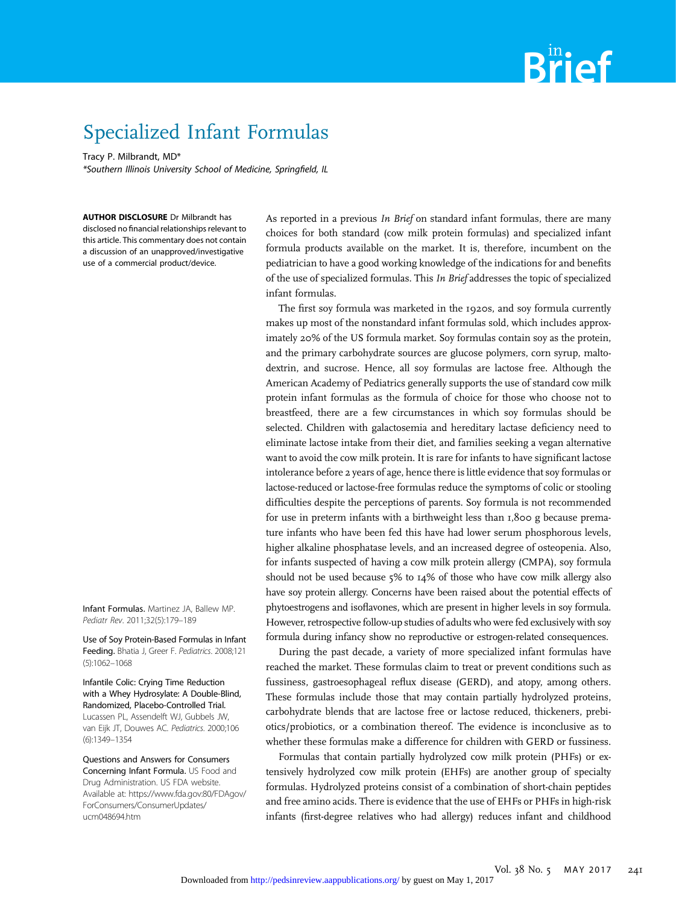# Specialized Infant Formulas

Tracy P. Milbrandt, MD*

*Southern Illinois University School of Medicine, Springfield, IL

**AUTHOR DISCLOSURE** Dr Milbrandt has disclosed no financial relationships relevant to this article. This commentary does not contain a discussion of an unapproved/investigative use of a commercial product/device.

As reported in a previous *In Brief* on standard infant formulas, there are many choices for both standard (cow milk protein formulas) and specialized infant formula products available on the market. It is, therefore, incumbent on the pediatrician to have a good working knowledge of the indications for and benefits of the use of specialized formulas. This *In Brief* addresses the topic of specialized infant formulas.

The first soy formula was marketed in the 1920s, and soy formula currently makes up most of the nonstandard infant formulas sold, which includes approximately 20% of the US formula market. Soy formulas contain soy as the protein, and the primary carbohydrate sources are glucose polymers, corn syrup, maltodextrin, and sucrose. Hence, all soy formulas are lactose free. Although the American Academy of Pediatrics generally supports the use of standard cow milk protein infant formulas as the formula of choice for those who choose not to breastfeed, there are a few circumstances in which soy formulas should be selected. Children with galactosemia and hereditary lactase deficiency need to eliminate lactose intake from their diet, and families seeking a vegan alternative want to avoid the cow milk protein. It is rare for infants to have significant lactose intolerance before 2 years of age, hence there is little evidence that soy formulas or lactose-reduced or lactose-free formulas reduce the symptoms of colic or stooling difficulties despite the perceptions of parents. Soy formula is not recommended for use in preterm infants with a birthweight less than 1,800 g because premature infants who have been fed this have had lower serum phosphorous levels, higher alkaline phosphatase levels, and an increased degree of osteopenia. Also, for infants suspected of having a cow milk protein allergy (CMPA), soy formula should not be used because 5% to 14% of those who have cow milk allergy also have soy protein allergy. Concerns have been raised about the potential effects of phytoestrogens and isoflavones, which are present in higher levels in soy formula. However, retrospective follow-up studies of adults who were fed exclusively with soy formula during infancy show no reproductive or estrogen-related consequences.

During the past decade, a variety of more specialized infant formulas have reached the market. These formulas claim to treat or prevent conditions such as fussiness, gastroesophageal reflux disease (GERD), and atopy, among others. These formulas include those that may contain partially hydrolyzed proteins, carbohydrate blends that are lactose free or lactose reduced, thickeners, prebiotics/probiotics, or a combination thereof. The evidence is inconclusive as to whether these formulas make a difference for children with GERD or fussiness.

Formulas that contain partially hydrolyzed cow milk protein (PHFs) or extensively hydrolyzed cow milk protein (EHFs) are another group of specialty formulas. Hydrolyzed proteins consist of a combination of short-chain peptides and free amino acids. There is evidence that the use of EHFs or PHFs in high-risk infants (first-degree relatives who had allergy) reduces infant and childhood

**Infant Formulas.** Martinez JA, Ballew MP. *Pediatr Rev*. 2011;32(5):179–189

**Use of Soy Protein-Based Formulas in Infant Feeding.** Bhatia J, Greer F. *Pediatrics*. 2008;121(5):1062–1068

**Infantile Colic: Crying Time Reduction with a Whey Hydrosylate: A Double-Blind, Randomized, Placebo-Controlled Trial.** Lucassen PL, Assendelft WJ, Gubbels JW, van Eijk JT, Douwes AC. *Pediatrics*. 2000;106(6):1349–1354

**Questions and Answers for Consumers Concerning Infant Formula.** US Food and Drug Administration. US FDA website. Available at: https://www.fda.gov:80/FDAgov/ForConsumers/ConsumerUpdates/ucm048694.htm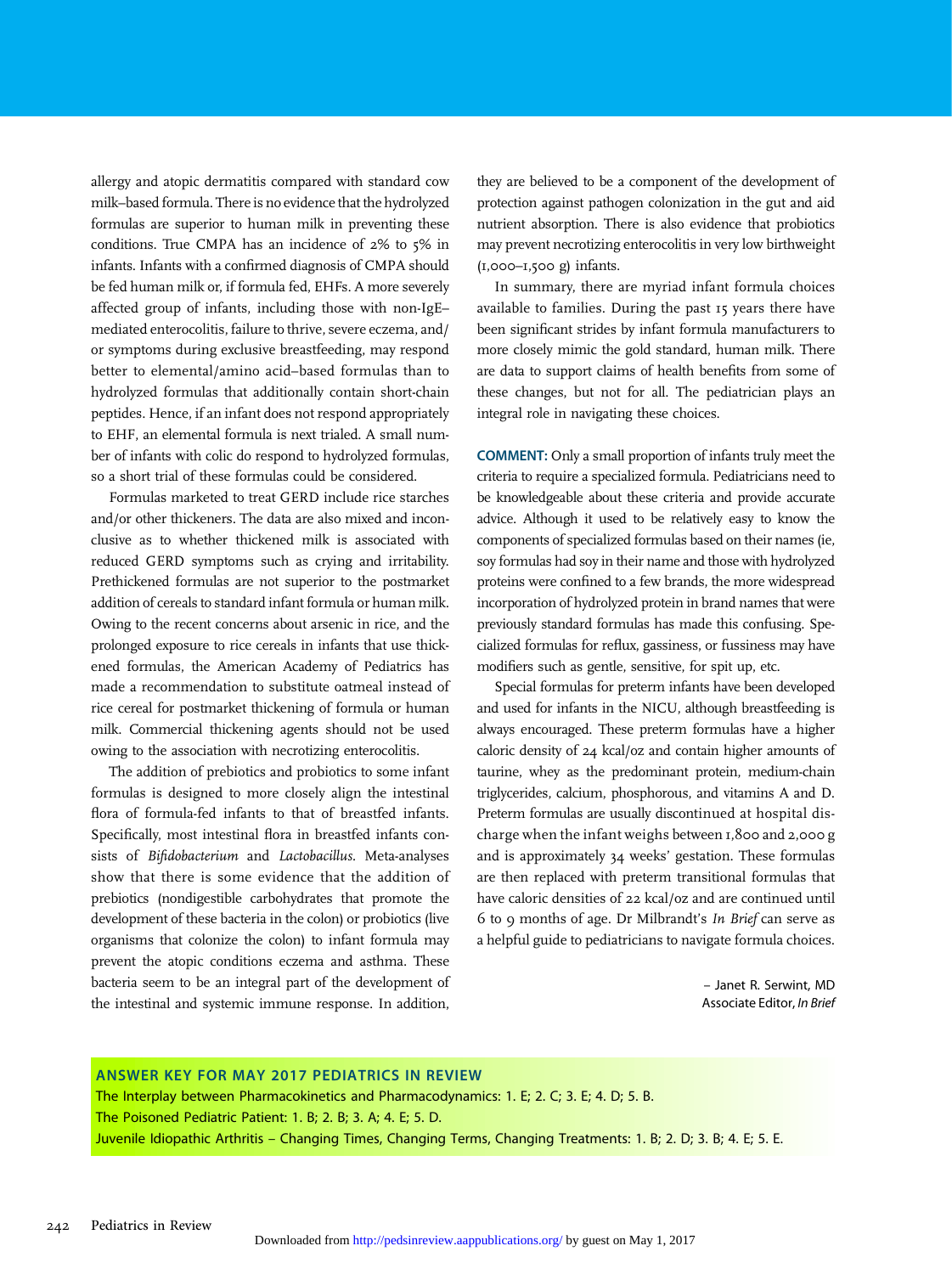allergy and atopic dermatitis compared with standard cow milk–based formula. There is no evidence that the hydrolyzed formulas are superior to human milk in preventing these conditions. True CMPA has an incidence of 2% to 5% in infants. Infants with a confirmed diagnosis of CMPA should be fed human milk or, if formula fed, EHFs. A more severely affected group of infants, including those with non-IgE–mediated enterocolitis, failure to thrive, severe eczema, and/or symptoms during exclusive breastfeeding, may respond better to elemental/amino acid–based formulas than to hydrolyzed formulas that additionally contain short-chain peptides. Hence, if an infant does not respond appropriately to EHF, an elemental formula is next trialed. A small number of infants with colic do respond to hydrolyzed formulas, so a short trial of these formulas could be considered.

Formulas marketed to treat GERD include rice starches and/or other thickeners. The data are also mixed and inconclusive as to whether thickened milk is associated with reduced GERD symptoms such as crying and irritability. Prethickened formulas are not superior to the postmarket addition of cereals to standard infant formula or human milk. Owing to the recent concerns about arsenic in rice, and the prolonged exposure to rice cereals in infants that use thickened formulas, the American Academy of Pediatrics has made a recommendation to substitute oatmeal instead of rice cereal for postmarket thickening of formula or human milk. Commercial thickening agents should not be used owing to the association with necrotizing enterocolitis.

The addition of prebiotics and probiotics to some infant formulas is designed to more closely align the intestinal flora of formula-fed infants to that of breastfed infants. Specifically, most intestinal flora in breastfed infants consists of *Bifidobacterium* and *Lactobacillus*. Meta-analyses show that there is some evidence that the addition of prebiotics (nondigestible carbohydrates that promote the development of these bacteria in the colon) or probiotics (live organisms that colonize the colon) to infant formula may prevent the atopic conditions eczema and asthma. These bacteria seem to be an integral part of the development of the intestinal and systemic immune response. In addition, they are believed to be a component of the development of protection against pathogen colonization in the gut and aid nutrient absorption. There is also evidence that probiotics may prevent necrotizing enterocolitis in very low birthweight (1,000–1,500 g) infants.

In summary, there are myriad infant formula choices available to families. During the past 15 years there have been significant strides by infant formula manufacturers to more closely mimic the gold standard, human milk. There are data to support claims of health benefits from some of these changes, but not for all. The pediatrician plays an integral role in navigating these choices.

**COMMENT:** Only a small proportion of infants truly meet the criteria to require a specialized formula. Pediatricians need to be knowledgeable about these criteria and provide accurate advice. Although it used to be relatively easy to know the components of specialized formulas based on their names (ie, soy formulas had soy in their name and those with hydrolyzed proteins were confined to a few brands, the more widespread incorporation of hydrolyzed protein in brand names that were previously standard formulas has made this confusing. Specialized formulas for reflux, gassiness, or fussiness may have modifiers such as gentle, sensitive, for spit up, etc.

Special formulas for preterm infants have been developed and used for infants in the NICU, although breastfeeding is always encouraged. These preterm formulas have a higher caloric density of 24 kcal/oz and contain higher amounts of taurine, whey as the predominant protein, medium-chain triglycerides, calcium, phosphorous, and vitamins A and D. Preterm formulas are usually discontinued at hospital discharge when the infant weighs between 1,800 and 2,000 g and is approximately 34 weeks' gestation. These formulas are then replaced with preterm transitional formulas that have caloric densities of 22 kcal/oz and are continued until 6 to 9 months of age. Dr Milbrandt's *In Brief* can serve as a helpful guide to pediatricians to navigate formula choices.

– Janet R. Serwint, MD
Associate Editor, *In Brief*

**ANSWER KEY FOR MAY 2017 PEDIATRICS IN REVIEW**

The Interplay between Pharmacokinetics and Pharmacodynamics: 1. E; 2. C; 3. E; 4. D; 5. B.
The Poisoned Pediatric Patient: 1. B; 2. B; 3. A; 4. E; 5. D.
Juvenile Idiopathic Arthritis – Changing Times, Changing Terms, Changing Treatments: 1. B; 2. D; 3. B; 4. E; 5. E.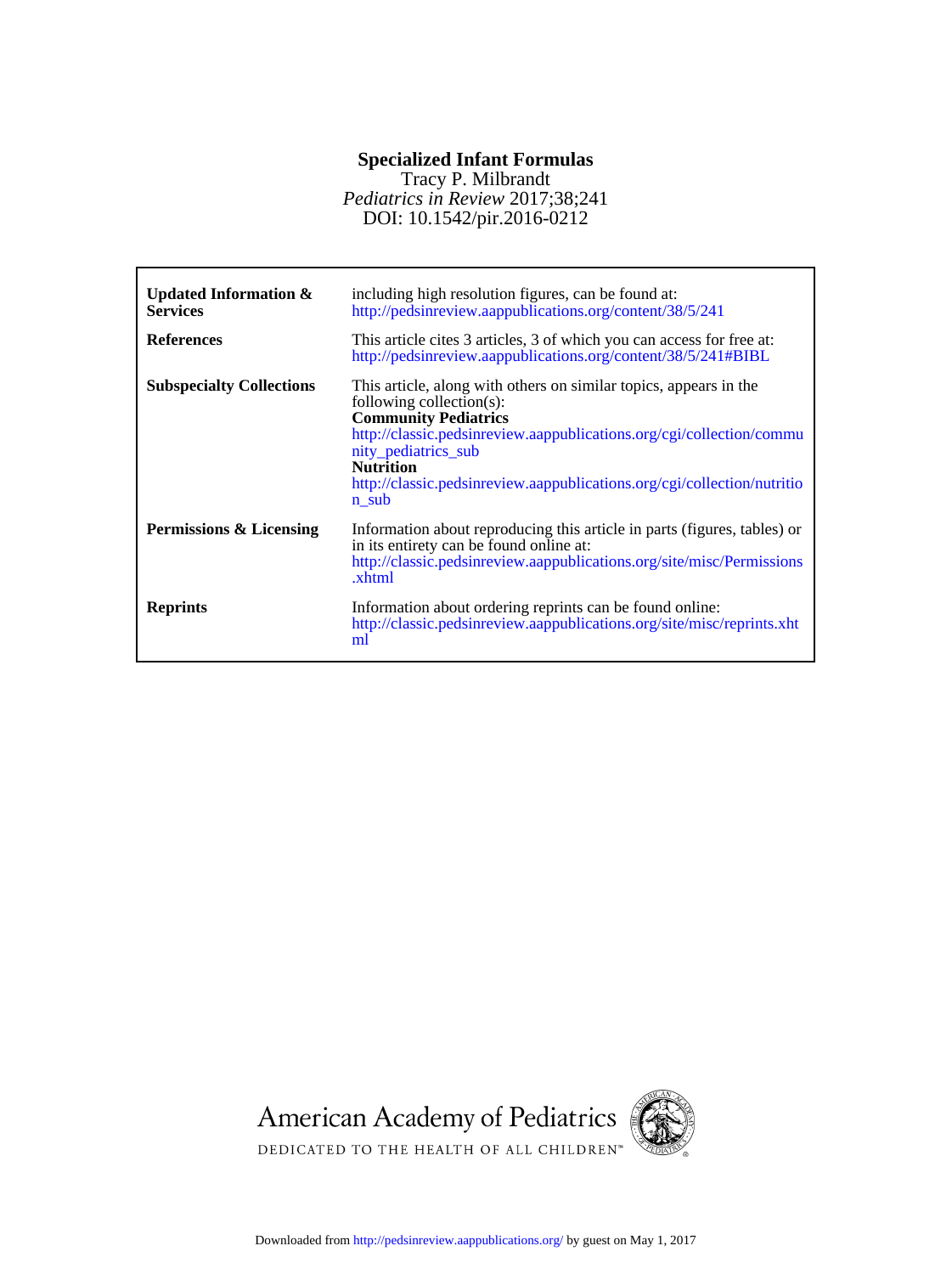# Specialized Infant Formulas

Tracy P. Milbrandt

*Pediatrics in Review* 2017;38;241

DOI: 10.1542/pir.2016-0212

| | |
|---|---|
| **Updated Information & Services** | including high resolution figures, can be found at: http://pedsinreview.aappublications.org/content/38/5/241 |
| **References** | This article cites 3 articles, 3 of which you can access for free at: http://pedsinreview.aappublications.org/content/38/5/241#BIBL |
| **Subspecialty Collections** | This article, along with others on similar topics, appears in the following collection(s): **Community Pediatrics** http://classic.pedsinreview.aappublications.org/cgi/collection/community_pediatrics_sub **Nutrition** http://classic.pedsinreview.aappublications.org/cgi/collection/nutrition_sub |
| **Permissions & Licensing** | Information about reproducing this article in parts (figures, tables) or in its entirety can be found online at: http://classic.pedsinreview.aappublications.org/site/misc/Permissions.xhtml |
| **Reprints** | Information about ordering reprints can be found online: http://classic.pedsinreview.aappublications.org/site/misc/reprints.xhtml |

American Academy of Pediatrics

DEDICATED TO THE HEALTH OF ALL CHILDREN™

Downloaded from http://pedsinreview.aappublications.org/ by guest on May 1, 2017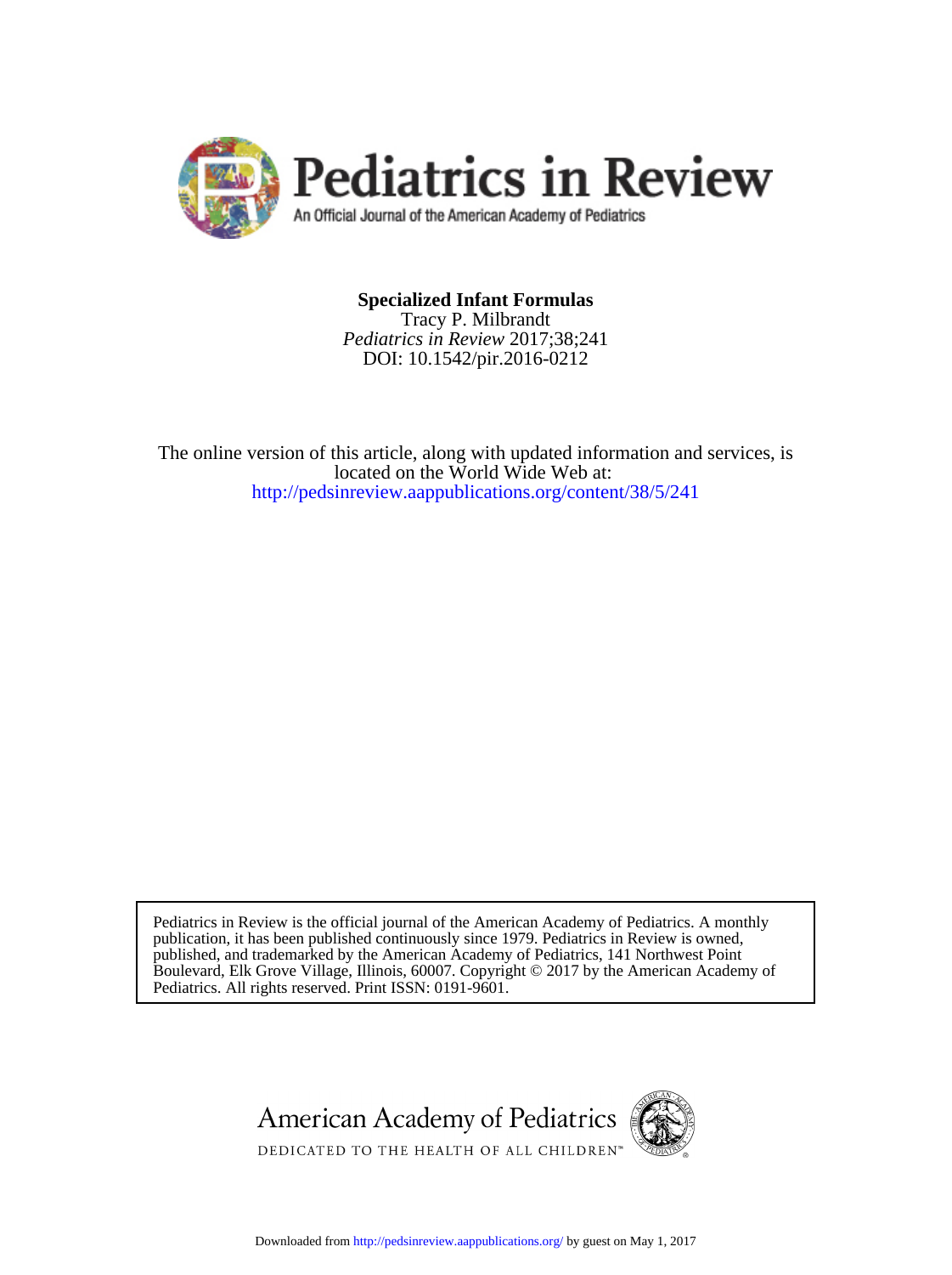# Pediatrics in Review

An Official Journal of the American Academy of Pediatrics

**Specialized Infant Formulas**
Tracy P. Milbrandt
*Pediatrics in Review* 2017;38;241
DOI: 10.1542/pir.2016-0212

The online version of this article, along with updated information and services, is located on the World Wide Web at:
http://pedsinreview.aappublications.org/content/38/5/241

Pediatrics in Review is the official journal of the American Academy of Pediatrics. A monthly publication, it has been published continuously since 1979. Pediatrics in Review is owned, published, and trademarked by the American Academy of Pediatrics, 141 Northwest Point Boulevard, Elk Grove Village, Illinois, 60007. Copyright © 2017 by the American Academy of Pediatrics. All rights reserved. Print ISSN: 0191-9601.

American Academy of Pediatrics
DEDICATED TO THE HEALTH OF ALL CHILDREN™

Downloaded from http://pedsinreview.aappublications.org/ by guest on May 1, 2017